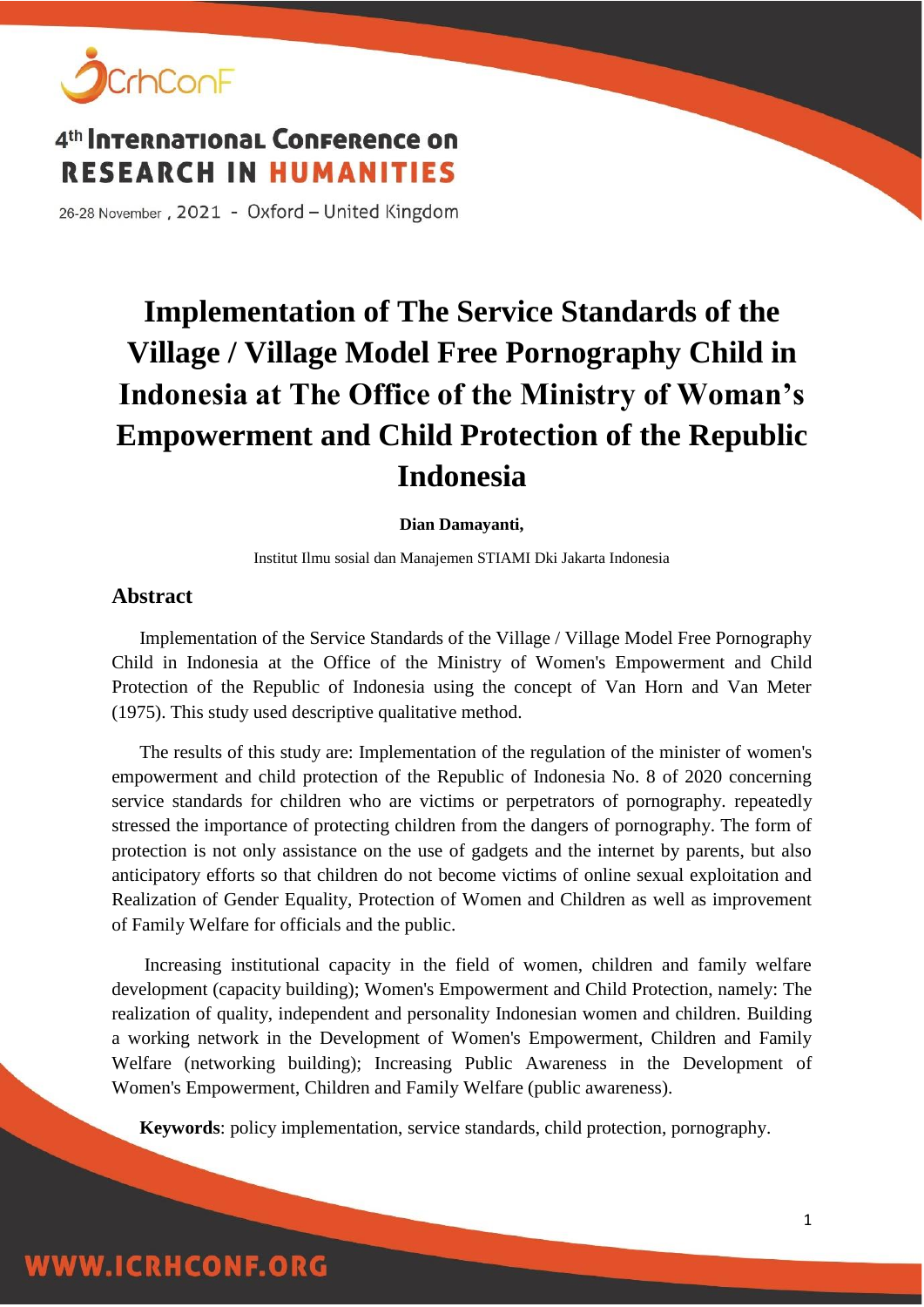# Implementation of The Service Standards of the Village / Village Model Free Pornography Child in Indonesia at The Office of the Ministry of Woman's Empowerment and Child Protection of the Republic Indonesia

**Dian Damayanti,**

Institut Ilmu sosial dan Manajemen STIAMI Dki Jakarta Indonesia

## Abstract

Implementation of the Service Standards of the Village / Village Model Free Pornography Child in Indonesia at the Office of the Ministry of Women's Empowerment and Child Protection of the Republic of Indonesia using the concept of Van Horn and Van Meter (1975). This study used descriptive qualitative method.

The results of this study are: Implementation of the regulation of the minister of women's empowerment and child protection of the Republic of Indonesia No. 8 of 2020 concerning service standards for children who are victims or perpetrators of pornography. repeatedly stressed the importance of protecting children from the dangers of pornography. The form of protection is not only assistance on the use of gadgets and the internet by parents, but also anticipatory efforts so that children do not become victims of online sexual exploitation and Realization of Gender Equality, Protection of Women and Children as well as improvement of Family Welfare for officials and the public.

Increasing institutional capacity in the field of women, children and family welfare development (capacity building); Women's Empowerment and Child Protection, namely: The realization of quality, independent and personality Indonesian women and children. Building a working network in the Development of Women's Empowerment, Children and Family Welfare (networking building); Increasing Public Awareness in the Development of Women's Empowerment, Children and Family Welfare (public awareness).

**Keywords**: policy implementation, service standards, child protection, pornography.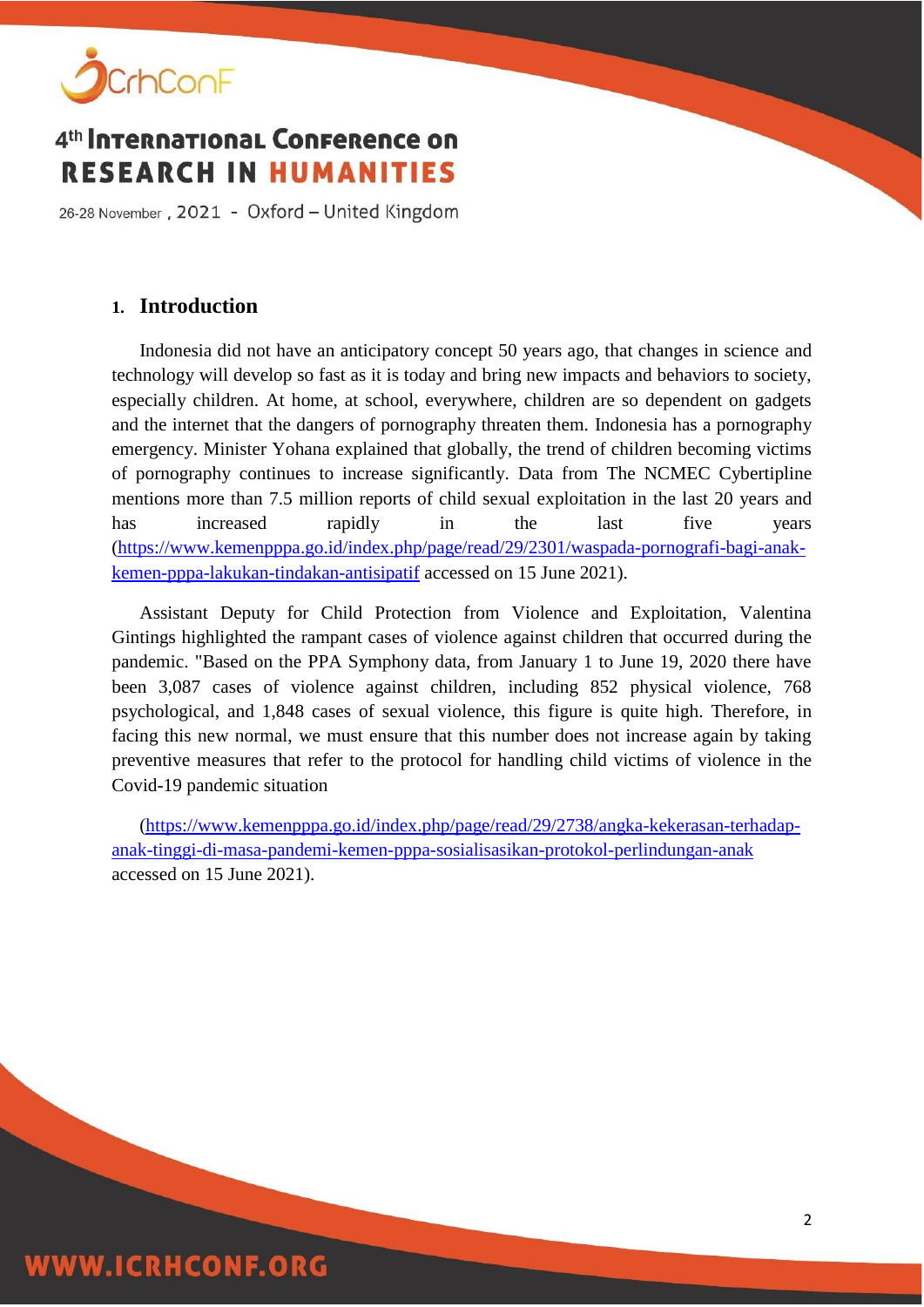## 1. Introduction

Indonesia did not have an anticipatory concept 50 years ago, that changes in science and technology will develop so fast as it is today and bring new impacts and behaviors to society, especially children. At home, at school, everywhere, children are so dependent on gadgets and the internet that the dangers of pornography threaten them. Indonesia has a pornography emergency. Minister Yohana explained that globally, the trend of children becoming victims of pornography continues to increase significantly. Data from The NCMEC Cybertipline mentions more than 7.5 million reports of child sexual exploitation in the last 20 years and has increased rapidly in the last five years (https://www.kemenpppa.go.id/index.php/page/read/29/2301/waspada-pornografi-bagi-anak-kemen-pppa-lakukan-tindakan-antisipatif accessed on 15 June 2021).

Assistant Deputy for Child Protection from Violence and Exploitation, Valentina Gintings highlighted the rampant cases of violence against children that occurred during the pandemic. "Based on the PPA Symphony data, from January 1 to June 19, 2020 there have been 3,087 cases of violence against children, including 852 physical violence, 768 psychological, and 1,848 cases of sexual violence, this figure is quite high. Therefore, in facing this new normal, we must ensure that this number does not increase again by taking preventive measures that refer to the protocol for handling child victims of violence in the Covid-19 pandemic situation

(https://www.kemenpppa.go.id/index.php/page/read/29/2738/angka-kekerasan-terhadap-anak-tinggi-di-masa-pandemi-kemen-pppa-sosialisasikan-protokol-perlindungan-anak accessed on 15 June 2021).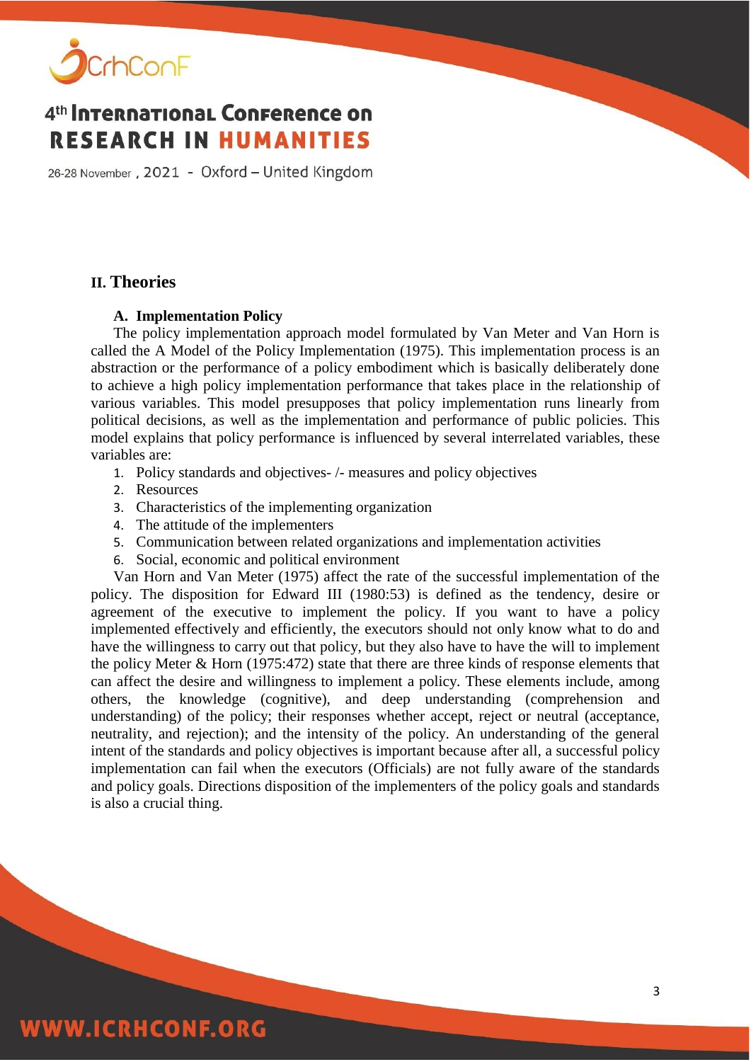## II. Theories

### A. Implementation Policy

The policy implementation approach model formulated by Van Meter and Van Horn is called the A Model of the Policy Implementation (1975). This implementation process is an abstraction or the performance of a policy embodiment which is basically deliberately done to achieve a high policy implementation performance that takes place in the relationship of various variables. This model presupposes that policy implementation runs linearly from political decisions, as well as the implementation and performance of public policies. This model explains that policy performance is influenced by several interrelated variables, these variables are:

1. Policy standards and objectives- /- measures and policy objectives
2. Resources
3. Characteristics of the implementing organization
4. The attitude of the implementers
5. Communication between related organizations and implementation activities
6. Social, economic and political environment

Van Horn and Van Meter (1975) affect the rate of the successful implementation of the policy. The disposition for Edward III (1980:53) is defined as the tendency, desire or agreement of the executive to implement the policy. If you want to have a policy implemented effectively and efficiently, the executors should not only know what to do and have the willingness to carry out that policy, but they also have to have the will to implement the policy Meter & Horn (1975:472) state that there are three kinds of response elements that can affect the desire and willingness to implement a policy. These elements include, among others, the knowledge (cognitive), and deep understanding (comprehension and understanding) of the policy; their responses whether accept, reject or neutral (acceptance, neutrality, and rejection); and the intensity of the policy. An understanding of the general intent of the standards and policy objectives is important because after all, a successful policy implementation can fail when the executors (Officials) are not fully aware of the standards and policy goals. Directions disposition of the implementers of the policy goals and standards is also a crucial thing.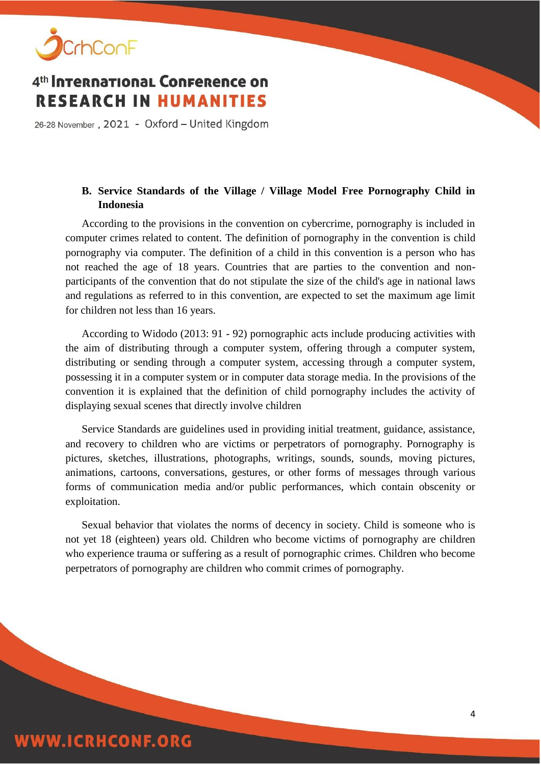### B. Service Standards of the Village / Village Model Free Pornography Child in Indonesia

According to the provisions in the convention on cybercrime, pornography is included in computer crimes related to content. The definition of pornography in the convention is child pornography via computer. The definition of a child in this convention is a person who has not reached the age of 18 years. Countries that are parties to the convention and non-participants of the convention that do not stipulate the size of the child's age in national laws and regulations as referred to in this convention, are expected to set the maximum age limit for children not less than 16 years.

According to Widodo (2013: 91 - 92) pornographic acts include producing activities with the aim of distributing through a computer system, offering through a computer system, distributing or sending through a computer system, accessing through a computer system, possessing it in a computer system or in computer data storage media. In the provisions of the convention it is explained that the definition of child pornography includes the activity of displaying sexual scenes that directly involve children

Service Standards are guidelines used in providing initial treatment, guidance, assistance, and recovery to children who are victims or perpetrators of pornography. Pornography is pictures, sketches, illustrations, photographs, writings, sounds, sounds, moving pictures, animations, cartoons, conversations, gestures, or other forms of messages through various forms of communication media and/or public performances, which contain obscenity or exploitation.

Sexual behavior that violates the norms of decency in society. Child is someone who is not yet 18 (eighteen) years old. Children who become victims of pornography are children who experience trauma or suffering as a result of pornographic crimes. Children who become perpetrators of pornography are children who commit crimes of pornography.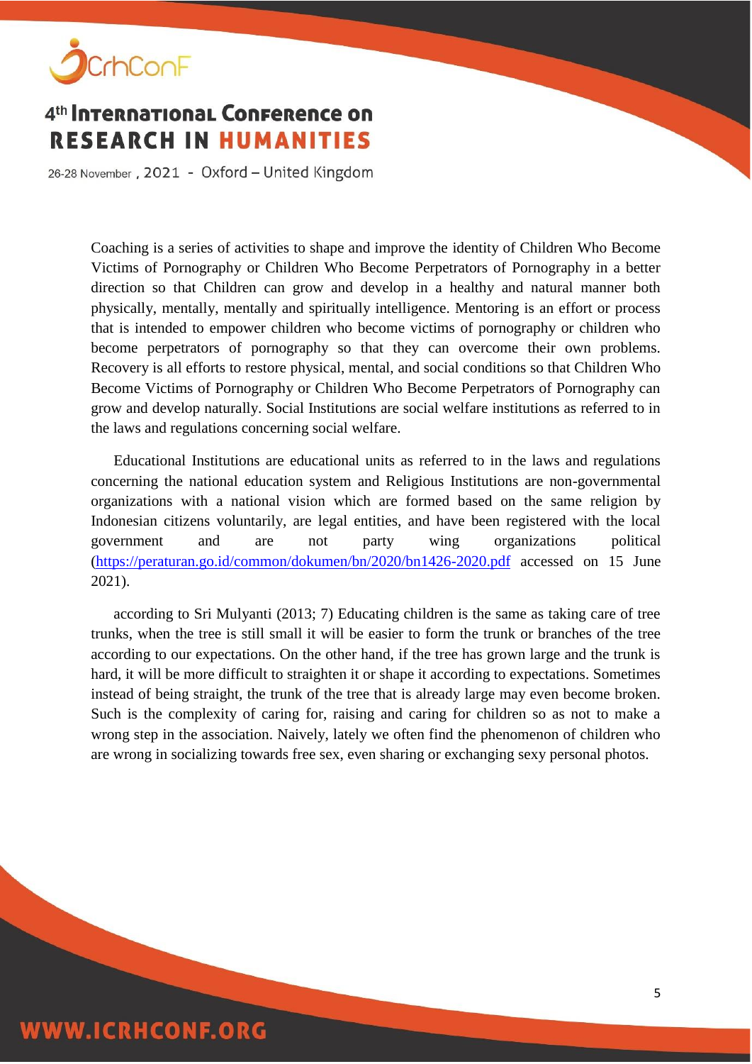Coaching is a series of activities to shape and improve the identity of Children Who Become Victims of Pornography or Children Who Become Perpetrators of Pornography in a better direction so that Children can grow and develop in a healthy and natural manner both physically, mentally, mentally and spiritually intelligence. Mentoring is an effort or process that is intended to empower children who become victims of pornography or children who become perpetrators of pornography so that they can overcome their own problems. Recovery is all efforts to restore physical, mental, and social conditions so that Children Who Become Victims of Pornography or Children Who Become Perpetrators of Pornography can grow and develop naturally. Social Institutions are social welfare institutions as referred to in the laws and regulations concerning social welfare.

Educational Institutions are educational units as referred to in the laws and regulations concerning the national education system and Religious Institutions are non-governmental organizations with a national vision which are formed based on the same religion by Indonesian citizens voluntarily, are legal entities, and have been registered with the local government and are not party wing organizations political (https://peraturan.go.id/common/dokumen/bn/2020/bn1426-2020.pdf accessed on 15 June 2021).

according to Sri Mulyanti (2013; 7) Educating children is the same as taking care of tree trunks, when the tree is still small it will be easier to form the trunk or branches of the tree according to our expectations. On the other hand, if the tree has grown large and the trunk is hard, it will be more difficult to straighten it or shape it according to expectations. Sometimes instead of being straight, the trunk of the tree that is already large may even become broken. Such is the complexity of caring for, raising and caring for children so as not to make a wrong step in the association. Naively, lately we often find the phenomenon of children who are wrong in socializing towards free sex, even sharing or exchanging sexy personal photos.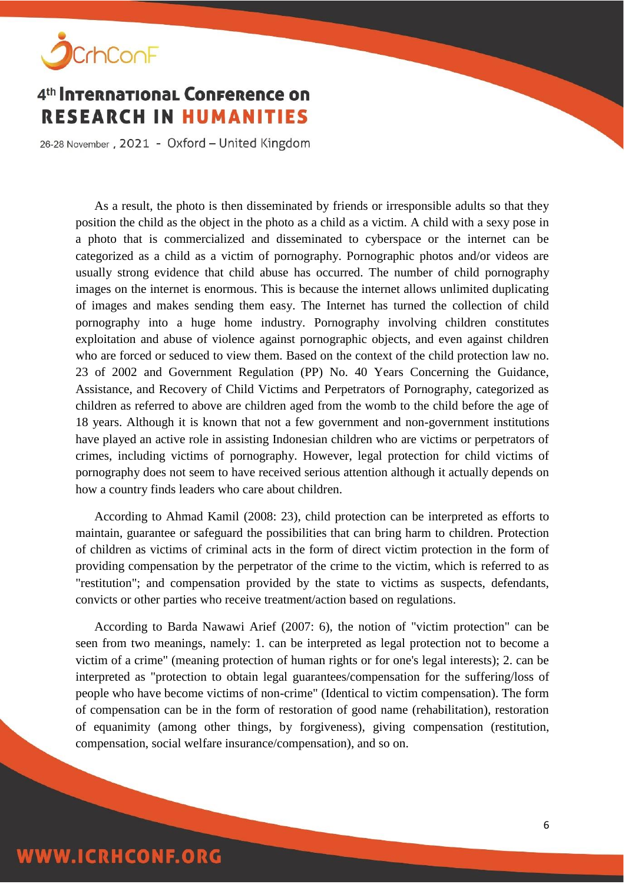As a result, the photo is then disseminated by friends or irresponsible adults so that they position the child as the object in the photo as a child as a victim. A child with a sexy pose in a photo that is commercialized and disseminated to cyberspace or the internet can be categorized as a child as a victim of pornography. Pornographic photos and/or videos are usually strong evidence that child abuse has occurred. The number of child pornography images on the internet is enormous. This is because the internet allows unlimited duplicating of images and makes sending them easy. The Internet has turned the collection of child pornography into a huge home industry. Pornography involving children constitutes exploitation and abuse of violence against pornographic objects, and even against children who are forced or seduced to view them. Based on the context of the child protection law no. 23 of 2002 and Government Regulation (PP) No. 40 Years Concerning the Guidance, Assistance, and Recovery of Child Victims and Perpetrators of Pornography, categorized as children as referred to above are children aged from the womb to the child before the age of 18 years. Although it is known that not a few government and non-government institutions have played an active role in assisting Indonesian children who are victims or perpetrators of crimes, including victims of pornography. However, legal protection for child victims of pornography does not seem to have received serious attention although it actually depends on how a country finds leaders who care about children.

According to Ahmad Kamil (2008: 23), child protection can be interpreted as efforts to maintain, guarantee or safeguard the possibilities that can bring harm to children. Protection of children as victims of criminal acts in the form of direct victim protection in the form of providing compensation by the perpetrator of the crime to the victim, which is referred to as "restitution"; and compensation provided by the state to victims as suspects, defendants, convicts or other parties who receive treatment/action based on regulations.

According to Barda Nawawi Arief (2007: 6), the notion of "victim protection" can be seen from two meanings, namely: 1. can be interpreted as legal protection not to become a victim of a crime" (meaning protection of human rights or for one's legal interests); 2. can be interpreted as "protection to obtain legal guarantees/compensation for the suffering/loss of people who have become victims of non-crime" (Identical to victim compensation). The form of compensation can be in the form of restoration of good name (rehabilitation), restoration of equanimity (among other things, by forgiveness), giving compensation (restitution, compensation, social welfare insurance/compensation), and so on.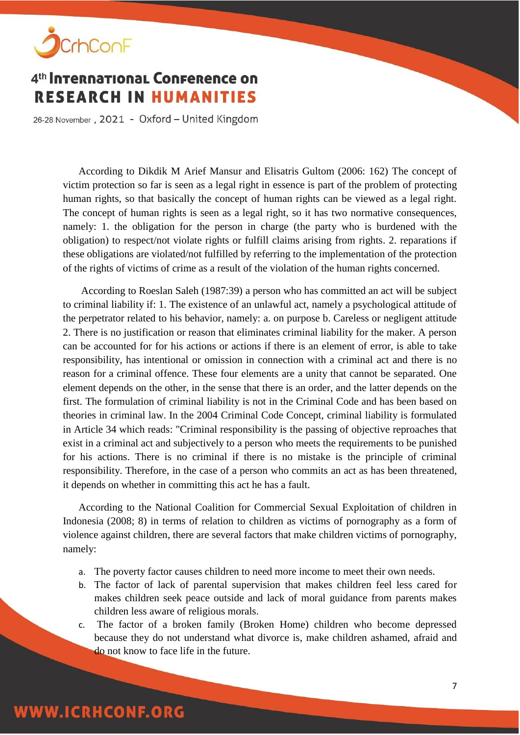According to Dikdik M Arief Mansur and Elisatris Gultom (2006: 162) The concept of victim protection so far is seen as a legal right in essence is part of the problem of protecting human rights, so that basically the concept of human rights can be viewed as a legal right. The concept of human rights is seen as a legal right, so it has two normative consequences, namely: 1. the obligation for the person in charge (the party who is burdened with the obligation) to respect/not violate rights or fulfill claims arising from rights. 2. reparations if these obligations are violated/not fulfilled by referring to the implementation of the protection of the rights of victims of crime as a result of the violation of the human rights concerned.

According to Roeslan Saleh (1987:39) a person who has committed an act will be subject to criminal liability if: 1. The existence of an unlawful act, namely a psychological attitude of the perpetrator related to his behavior, namely: a. on purpose b. Careless or negligent attitude 2. There is no justification or reason that eliminates criminal liability for the maker. A person can be accounted for for his actions or actions if there is an element of error, is able to take responsibility, has intentional or omission in connection with a criminal act and there is no reason for a criminal offence. These four elements are a unity that cannot be separated. One element depends on the other, in the sense that there is an order, and the latter depends on the first. The formulation of criminal liability is not in the Criminal Code and has been based on theories in criminal law. In the 2004 Criminal Code Concept, criminal liability is formulated in Article 34 which reads: "Criminal responsibility is the passing of objective reproaches that exist in a criminal act and subjectively to a person who meets the requirements to be punished for his actions. There is no criminal if there is no mistake is the principle of criminal responsibility. Therefore, in the case of a person who commits an act as has been threatened, it depends on whether in committing this act he has a fault.

According to the National Coalition for Commercial Sexual Exploitation of children in Indonesia (2008; 8) in terms of relation to children as victims of pornography as a form of violence against children, there are several factors that make children victims of pornography, namely:

a. The poverty factor causes children to need more income to meet their own needs.
b. The factor of lack of parental supervision that makes children feel less cared for makes children seek peace outside and lack of moral guidance from parents makes children less aware of religious morals.
c. The factor of a broken family (Broken Home) children who become depressed because they do not understand what divorce is, make children ashamed, afraid and do not know to face life in the future.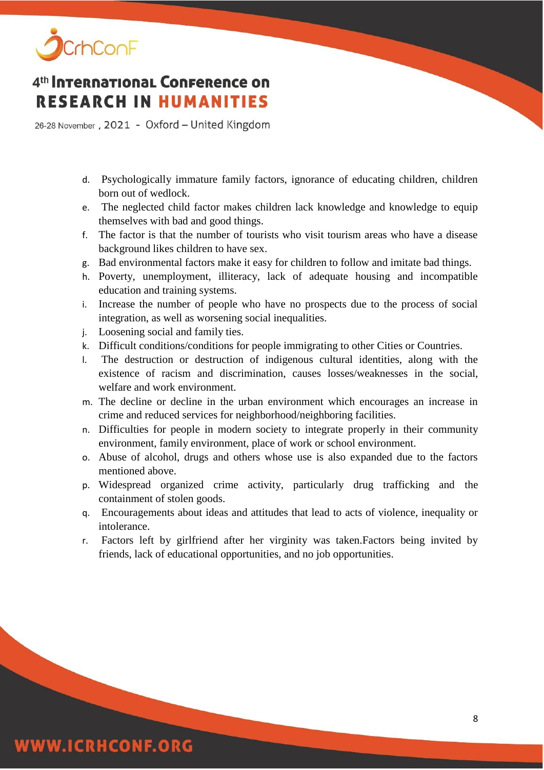d. Psychologically immature family factors, ignorance of educating children, children born out of wedlock.
e. The neglected child factor makes children lack knowledge and knowledge to equip themselves with bad and good things.
f. The factor is that the number of tourists who visit tourism areas who have a disease background likes children to have sex.
g. Bad environmental factors make it easy for children to follow and imitate bad things.
h. Poverty, unemployment, illiteracy, lack of adequate housing and incompatible education and training systems.
i. Increase the number of people who have no prospects due to the process of social integration, as well as worsening social inequalities.
j. Loosening social and family ties.
k. Difficult conditions/conditions for people immigrating to other Cities or Countries.
l. The destruction or destruction of indigenous cultural identities, along with the existence of racism and discrimination, causes losses/weaknesses in the social, welfare and work environment.
m. The decline or decline in the urban environment which encourages an increase in crime and reduced services for neighborhood/neighboring facilities.
n. Difficulties for people in modern society to integrate properly in their community environment, family environment, place of work or school environment.
o. Abuse of alcohol, drugs and others whose use is also expanded due to the factors mentioned above.
p. Widespread organized crime activity, particularly drug trafficking and the containment of stolen goods.
q. Encouragements about ideas and attitudes that lead to acts of violence, inequality or intolerance.
r. Factors left by girlfriend after her virginity was taken.Factors being invited by friends, lack of educational opportunities, and no job opportunities.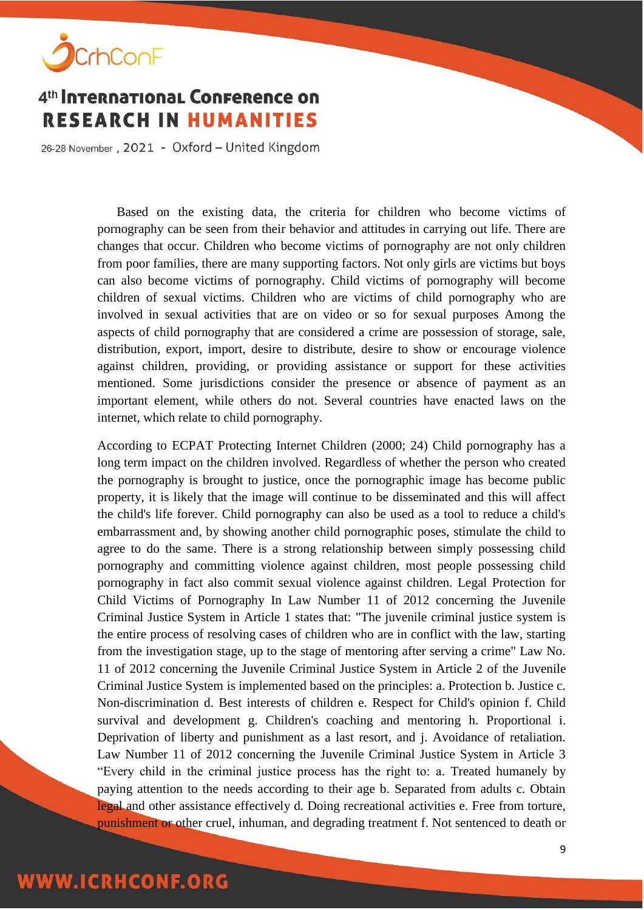Based on the existing data, the criteria for children who become victims of pornography can be seen from their behavior and attitudes in carrying out life. There are changes that occur. Children who become victims of pornography are not only children from poor families, there are many supporting factors. Not only girls are victims but boys can also become victims of pornography. Child victims of pornography will become children of sexual victims. Children who are victims of child pornography who are involved in sexual activities that are on video or so for sexual purposes Among the aspects of child pornography that are considered a crime are possession of storage, sale, distribution, export, import, desire to distribute, desire to show or encourage violence against children, providing, or providing assistance or support for these activities mentioned. Some jurisdictions consider the presence or absence of payment as an important element, while others do not. Several countries have enacted laws on the internet, which relate to child pornography.

According to ECPAT Protecting Internet Children (2000; 24) Child pornography has a long term impact on the children involved. Regardless of whether the person who created the pornography is brought to justice, once the pornographic image has become public property, it is likely that the image will continue to be disseminated and this will affect the child's life forever. Child pornography can also be used as a tool to reduce a child's embarrassment and, by showing another child pornographic poses, stimulate the child to agree to do the same. There is a strong relationship between simply possessing child pornography and committing violence against children, most people possessing child pornography in fact also commit sexual violence against children. Legal Protection for Child Victims of Pornography In Law Number 11 of 2012 concerning the Juvenile Criminal Justice System in Article 1 states that: "The juvenile criminal justice system is the entire process of resolving cases of children who are in conflict with the law, starting from the investigation stage, up to the stage of mentoring after serving a crime" Law No. 11 of 2012 concerning the Juvenile Criminal Justice System in Article 2 of the Juvenile Criminal Justice System is implemented based on the principles: a. Protection b. Justice c. Non-discrimination d. Best interests of children e. Respect for Child's opinion f. Child survival and development g. Children's coaching and mentoring h. Proportional i. Deprivation of liberty and punishment as a last resort, and j. Avoidance of retaliation. Law Number 11 of 2012 concerning the Juvenile Criminal Justice System in Article 3 "Every child in the criminal justice process has the right to: a. Treated humanely by paying attention to the needs according to their age b. Separated from adults c. Obtain legal and other assistance effectively d. Doing recreational activities e. Free from torture, punishment or other cruel, inhuman, and degrading treatment f. Not sentenced to death or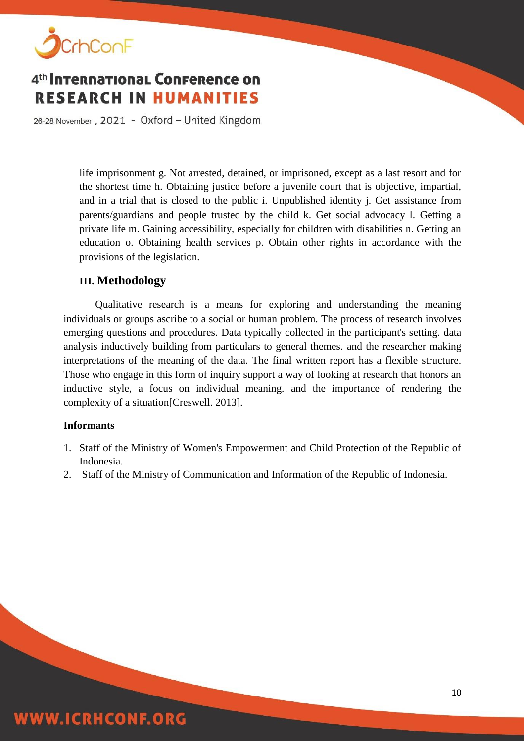life imprisonment g. Not arrested, detained, or imprisoned, except as a last resort and for the shortest time h. Obtaining justice before a juvenile court that is objective, impartial, and in a trial that is closed to the public i. Unpublished identity j. Get assistance from parents/guardians and people trusted by the child k. Get social advocacy l. Getting a private life m. Gaining accessibility, especially for children with disabilities n. Getting an education o. Obtaining health services p. Obtain other rights in accordance with the provisions of the legislation.

## III. Methodology

Qualitative research is a means for exploring and understanding the meaning individuals or groups ascribe to a social or human problem. The process of research involves emerging questions and procedures. Data typically collected in the participant's setting. data analysis inductively building from particulars to general themes. and the researcher making interpretations of the meaning of the data. The final written report has a flexible structure. Those who engage in this form of inquiry support a way of looking at research that honors an inductive style, a focus on individual meaning. and the importance of rendering the complexity of a situation[Creswell. 2013].

**Informants**

1. Staff of the Ministry of Women's Empowerment and Child Protection of the Republic of Indonesia.
2. Staff of the Ministry of Communication and Information of the Republic of Indonesia.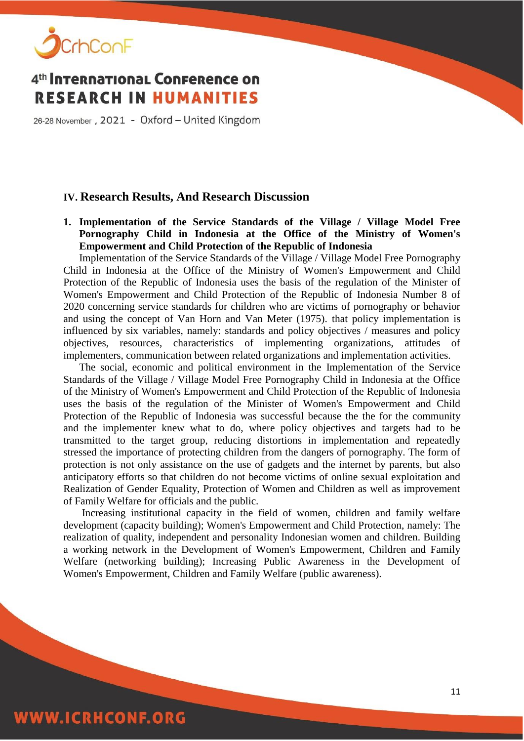## IV. Research Results, And Research Discussion

**1. Implementation of the Service Standards of the Village / Village Model Free Pornography Child in Indonesia at the Office of the Ministry of Women's Empowerment and Child Protection of the Republic of Indonesia**

Implementation of the Service Standards of the Village / Village Model Free Pornography Child in Indonesia at the Office of the Ministry of Women's Empowerment and Child Protection of the Republic of Indonesia uses the basis of the regulation of the Minister of Women's Empowerment and Child Protection of the Republic of Indonesia Number 8 of 2020 concerning service standards for children who are victims of pornography or behavior and using the concept of Van Horn and Van Meter (1975). that policy implementation is influenced by six variables, namely: standards and policy objectives / measures and policy objectives, resources, characteristics of implementing organizations, attitudes of implementers, communication between related organizations and implementation activities.

The social, economic and political environment in the Implementation of the Service Standards of the Village / Village Model Free Pornography Child in Indonesia at the Office of the Ministry of Women's Empowerment and Child Protection of the Republic of Indonesia uses the basis of the regulation of the Minister of Women's Empowerment and Child Protection of the Republic of Indonesia was successful because the the for the community and the implementer knew what to do, where policy objectives and targets had to be transmitted to the target group, reducing distortions in implementation and repeatedly stressed the importance of protecting children from the dangers of pornography. The form of protection is not only assistance on the use of gadgets and the internet by parents, but also anticipatory efforts so that children do not become victims of online sexual exploitation and Realization of Gender Equality, Protection of Women and Children as well as improvement of Family Welfare for officials and the public.

Increasing institutional capacity in the field of women, children and family welfare development (capacity building); Women's Empowerment and Child Protection, namely: The realization of quality, independent and personality Indonesian women and children. Building a working network in the Development of Women's Empowerment, Children and Family Welfare (networking building); Increasing Public Awareness in the Development of Women's Empowerment, Children and Family Welfare (public awareness).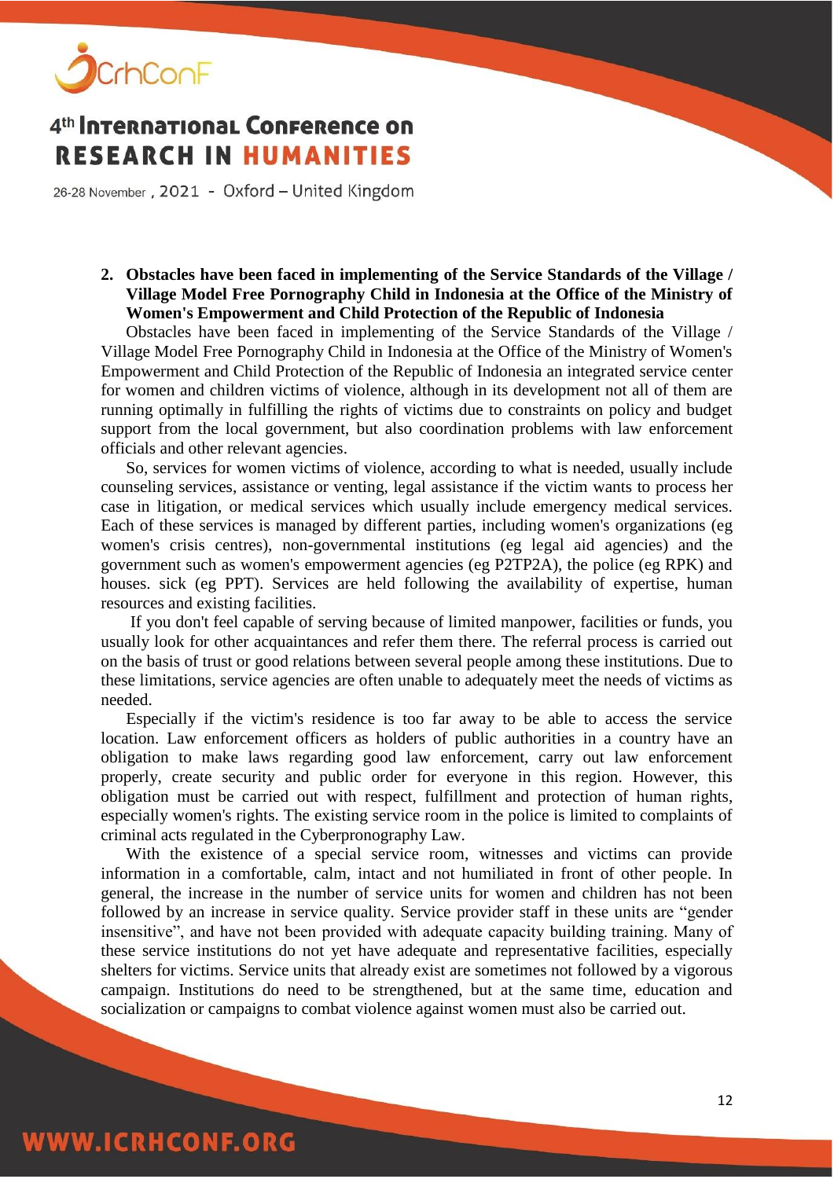**2. Obstacles have been faced in implementing of the Service Standards of the Village / Village Model Free Pornography Child in Indonesia at the Office of the Ministry of Women's Empowerment and Child Protection of the Republic of Indonesia**

Obstacles have been faced in implementing of the Service Standards of the Village / Village Model Free Pornography Child in Indonesia at the Office of the Ministry of Women's Empowerment and Child Protection of the Republic of Indonesia an integrated service center for women and children victims of violence, although in its development not all of them are running optimally in fulfilling the rights of victims due to constraints on policy and budget support from the local government, but also coordination problems with law enforcement officials and other relevant agencies.

So, services for women victims of violence, according to what is needed, usually include counseling services, assistance or venting, legal assistance if the victim wants to process her case in litigation, or medical services which usually include emergency medical services. Each of these services is managed by different parties, including women's organizations (eg women's crisis centres), non-governmental institutions (eg legal aid agencies) and the government such as women's empowerment agencies (eg P2TP2A), the police (eg RPK) and houses. sick (eg PPT). Services are held following the availability of expertise, human resources and existing facilities.

If you don't feel capable of serving because of limited manpower, facilities or funds, you usually look for other acquaintances and refer them there. The referral process is carried out on the basis of trust or good relations between several people among these institutions. Due to these limitations, service agencies are often unable to adequately meet the needs of victims as needed.

Especially if the victim's residence is too far away to be able to access the service location. Law enforcement officers as holders of public authorities in a country have an obligation to make laws regarding good law enforcement, carry out law enforcement properly, create security and public order for everyone in this region. However, this obligation must be carried out with respect, fulfillment and protection of human rights, especially women's rights. The existing service room in the police is limited to complaints of criminal acts regulated in the Cyberpronography Law.

With the existence of a special service room, witnesses and victims can provide information in a comfortable, calm, intact and not humiliated in front of other people. In general, the increase in the number of service units for women and children has not been followed by an increase in service quality. Service provider staff in these units are "gender insensitive", and have not been provided with adequate capacity building training. Many of these service institutions do not yet have adequate and representative facilities, especially shelters for victims. Service units that already exist are sometimes not followed by a vigorous campaign. Institutions do need to be strengthened, but at the same time, education and socialization or campaigns to combat violence against women must also be carried out.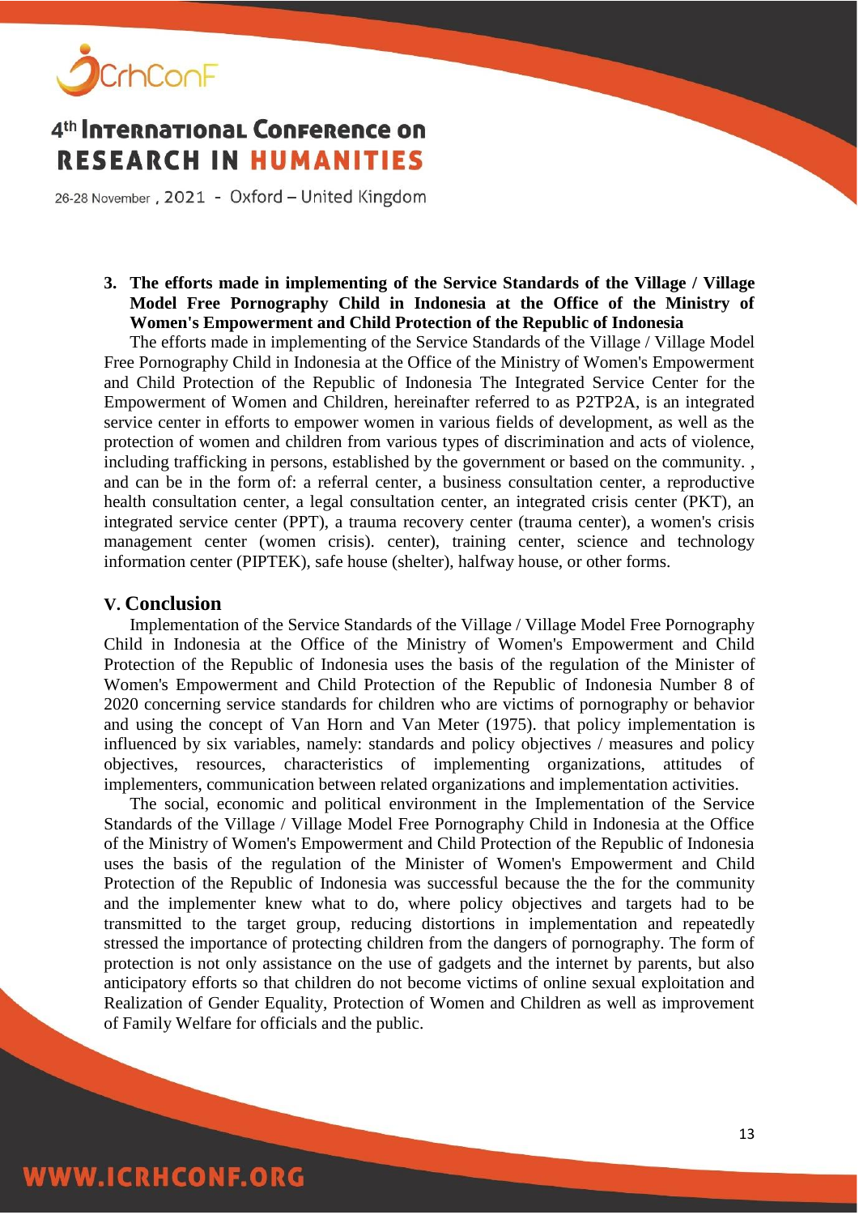**3. The efforts made in implementing of the Service Standards of the Village / Village Model Free Pornography Child in Indonesia at the Office of the Ministry of Women's Empowerment and Child Protection of the Republic of Indonesia**

The efforts made in implementing of the Service Standards of the Village / Village Model Free Pornography Child in Indonesia at the Office of the Ministry of Women's Empowerment and Child Protection of the Republic of Indonesia The Integrated Service Center for the Empowerment of Women and Children, hereinafter referred to as P2TP2A, is an integrated service center in efforts to empower women in various fields of development, as well as the protection of women and children from various types of discrimination and acts of violence, including trafficking in persons, established by the government or based on the community. , and can be in the form of: a referral center, a business consultation center, a reproductive health consultation center, a legal consultation center, an integrated crisis center (PKT), an integrated service center (PPT), a trauma recovery center (trauma center), a women's crisis management center (women crisis). center), training center, science and technology information center (PIPTEK), safe house (shelter), halfway house, or other forms.

## V. Conclusion

Implementation of the Service Standards of the Village / Village Model Free Pornography Child in Indonesia at the Office of the Ministry of Women's Empowerment and Child Protection of the Republic of Indonesia uses the basis of the regulation of the Minister of Women's Empowerment and Child Protection of the Republic of Indonesia Number 8 of 2020 concerning service standards for children who are victims of pornography or behavior and using the concept of Van Horn and Van Meter (1975). that policy implementation is influenced by six variables, namely: standards and policy objectives / measures and policy objectives, resources, characteristics of implementing organizations, attitudes of implementers, communication between related organizations and implementation activities.

The social, economic and political environment in the Implementation of the Service Standards of the Village / Village Model Free Pornography Child in Indonesia at the Office of the Ministry of Women's Empowerment and Child Protection of the Republic of Indonesia uses the basis of the regulation of the Minister of Women's Empowerment and Child Protection of the Republic of Indonesia was successful because the the for the community and the implementer knew what to do, where policy objectives and targets had to be transmitted to the target group, reducing distortions in implementation and repeatedly stressed the importance of protecting children from the dangers of pornography. The form of protection is not only assistance on the use of gadgets and the internet by parents, but also anticipatory efforts so that children do not become victims of online sexual exploitation and Realization of Gender Equality, Protection of Women and Children as well as improvement of Family Welfare for officials and the public.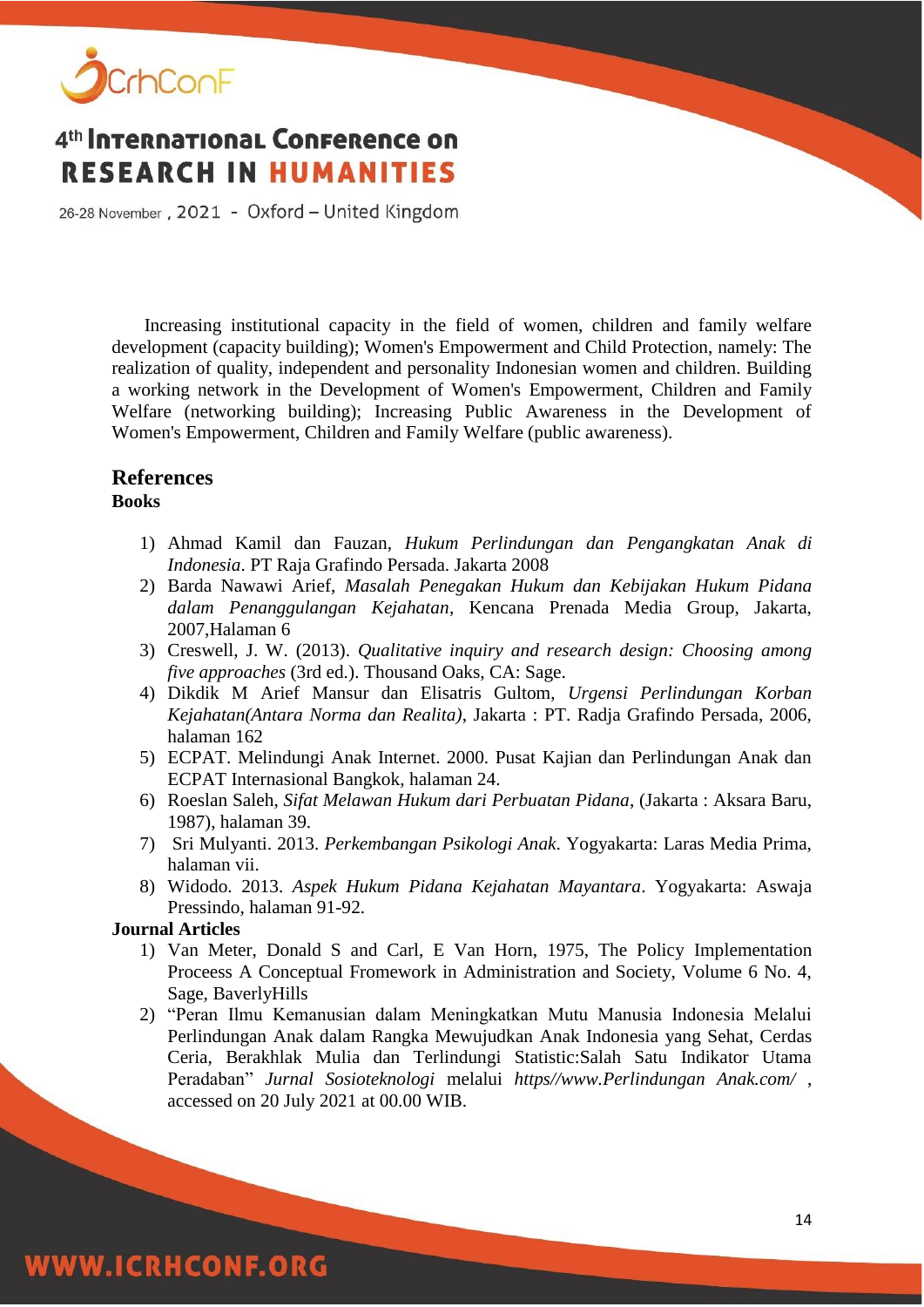Increasing institutional capacity in the field of women, children and family welfare development (capacity building); Women's Empowerment and Child Protection, namely: The realization of quality, independent and personality Indonesian women and children. Building a working network in the Development of Women's Empowerment, Children and Family Welfare (networking building); Increasing Public Awareness in the Development of Women's Empowerment, Children and Family Welfare (public awareness).

## References

**Books**

1) Ahmad Kamil dan Fauzan, *Hukum Perlindungan dan Pengangkatan Anak di Indonesia*. PT Raja Grafindo Persada. Jakarta 2008
2) Barda Nawawi Arief, *Masalah Penegakan Hukum dan Kebijakan Hukum Pidana dalam Penanggulangan Kejahatan*, Kencana Prenada Media Group, Jakarta, 2007,Halaman 6
3) Creswell, J. W. (2013). *Qualitative inquiry and research design: Choosing among five approaches* (3rd ed.). Thousand Oaks, CA: Sage.
4) Dikdik M Arief Mansur dan Elisatris Gultom, *Urgensi Perlindungan Korban Kejahatan(Antara Norma dan Realita)*, Jakarta : PT. Radja Grafindo Persada, 2006, halaman 162
5) ECPAT. Melindungi Anak Internet. 2000. Pusat Kajian dan Perlindungan Anak dan ECPAT Internasional Bangkok, halaman 24.
6) Roeslan Saleh, *Sifat Melawan Hukum dari Perbuatan Pidana*, (Jakarta : Aksara Baru, 1987), halaman 39.
7) Sri Mulyanti. 2013. *Perkembangan Psikologi Anak*. Yogyakarta: Laras Media Prima, halaman vii.
8) Widodo. 2013. *Aspek Hukum Pidana Kejahatan Mayantara*. Yogyakarta: Aswaja Pressindo, halaman 91-92.

**Journal Articles**

1) Van Meter, Donald S and Carl, E Van Horn, 1975, The Policy Implementation Proceess A Conceptual Fromework in Administration and Society, Volume 6 No. 4, Sage, BaverlyHills
2) "Peran Ilmu Kemanusian dalam Meningkatkan Mutu Manusia Indonesia Melalui Perlindungan Anak dalam Rangka Mewujudkan Anak Indonesia yang Sehat, Cerdas Ceria, Berakhlak Mulia dan Terlindungi Statistic:Salah Satu Indikator Utama Peradaban" *Jurnal Sosioteknologi* melalui *https//www.Perlindungan Anak.com/* , accessed on 20 July 2021 at 00.00 WIB.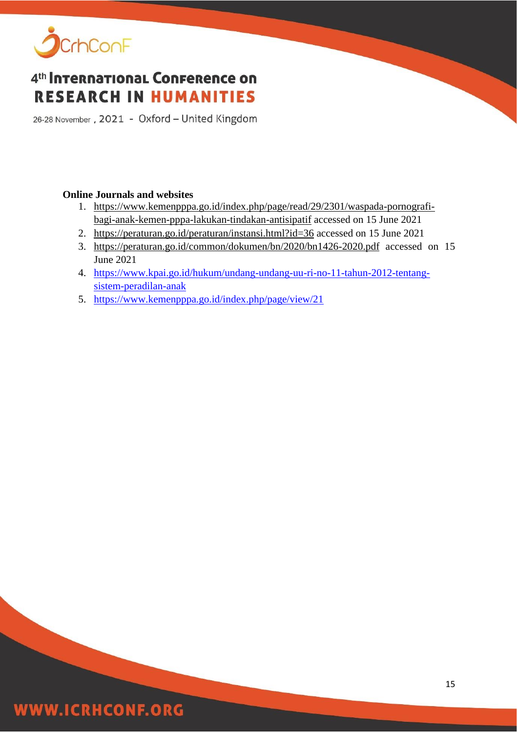**Online Journals and websites**

1. https://www.kemenpppa.go.id/index.php/page/read/29/2301/waspada-pornografi-bagi-anak-kemen-pppa-lakukan-tindakan-antisipatif accessed on 15 June 2021
2. https://peraturan.go.id/peraturan/instansi.html?id=36 accessed on 15 June 2021
3. https://peraturan.go.id/common/dokumen/bn/2020/bn1426-2020.pdf accessed on 15 June 2021
4. https://www.kpai.go.id/hukum/undang-undang-uu-ri-no-11-tahun-2012-tentang-sistem-peradilan-anak
5. https://www.kemenpppa.go.id/index.php/page/view/21